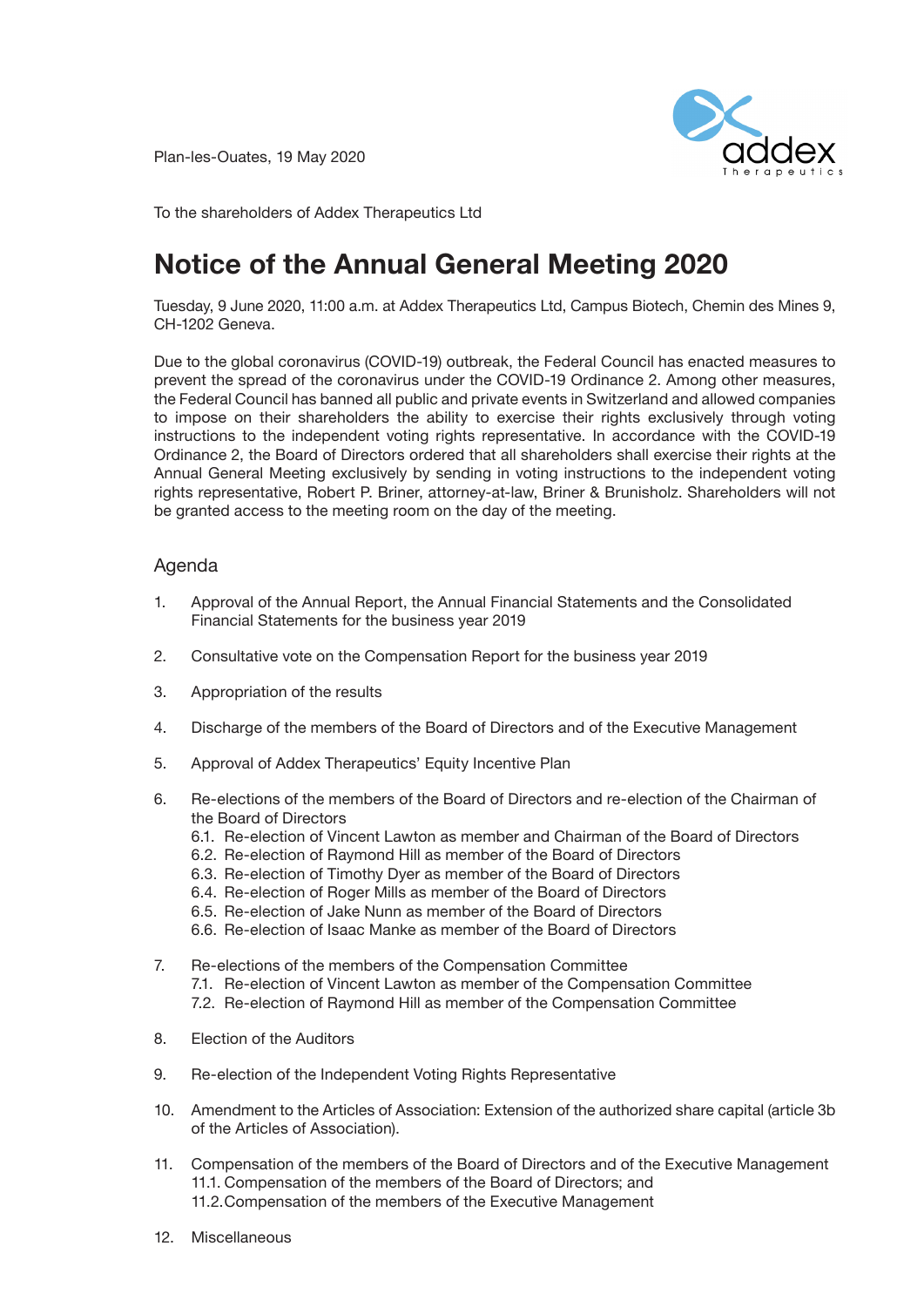Plan-les-Ouates, 19 May 2020

To the shareholders of Addex Therapeutics Ltd

# Notice of the Annual General Meeting 2020

Tuesday, 9 June 2020, 11:00 a.m. at Addex Therapeutics Ltd, Campus Biotech, Chemin des Mines 9, CH-1202 Geneva.

Due to the global coronavirus (COVID-19) outbreak, the Federal Council has enacted measures to prevent the spread of the coronavirus under the COVID-19 Ordinance 2. Among other measures, the Federal Council has banned all public and private events in Switzerland and allowed companies to impose on their shareholders the ability to exercise their rights exclusively through voting instructions to the independent voting rights representative. In accordance with the COVID-19 Ordinance 2, the Board of Directors ordered that all shareholders shall exercise their rights at the Annual General Meeting exclusively by sending in voting instructions to the independent voting rights representative, Robert P. Briner, attorney-at-law, Briner & Brunisholz. Shareholders will not be granted access to the meeting room on the day of the meeting.

## Agenda

1. Approval of the Annual Report, the Annual Financial Statements and the Consolidated Financial Statements for the business year 2019

2. Consultative vote on the Compensation Report for the business year 2019

3. Appropriation of the results

4. Discharge of the members of the Board of Directors and of the Executive Management

5. Approval of Addex Therapeutics' Equity Incentive Plan

6. Re-elections of the members of the Board of Directors and re-election of the Chairman of the Board of Directors
   - 6.1. Re-election of Vincent Lawton as member and Chairman of the Board of Directors
   - 6.2. Re-election of Raymond Hill as member of the Board of Directors
   - 6.3. Re-election of Timothy Dyer as member of the Board of Directors
   - 6.4. Re-election of Roger Mills as member of the Board of Directors
   - 6.5. Re-election of Jake Nunn as member of the Board of Directors
   - 6.6. Re-election of Isaac Manke as member of the Board of Directors

7. Re-elections of the members of the Compensation Committee
   - 7.1. Re-election of Vincent Lawton as member of the Compensation Committee
   - 7.2. Re-election of Raymond Hill as member of the Compensation Committee

8. Election of the Auditors

9. Re-election of the Independent Voting Rights Representative

10. Amendment to the Articles of Association: Extension of the authorized share capital (article 3b of the Articles of Association).

11. Compensation of the members of the Board of Directors and of the Executive Management
    - 11.1. Compensation of the members of the Board of Directors; and
    - 11.2. Compensation of the members of the Executive Management

12. Miscellaneous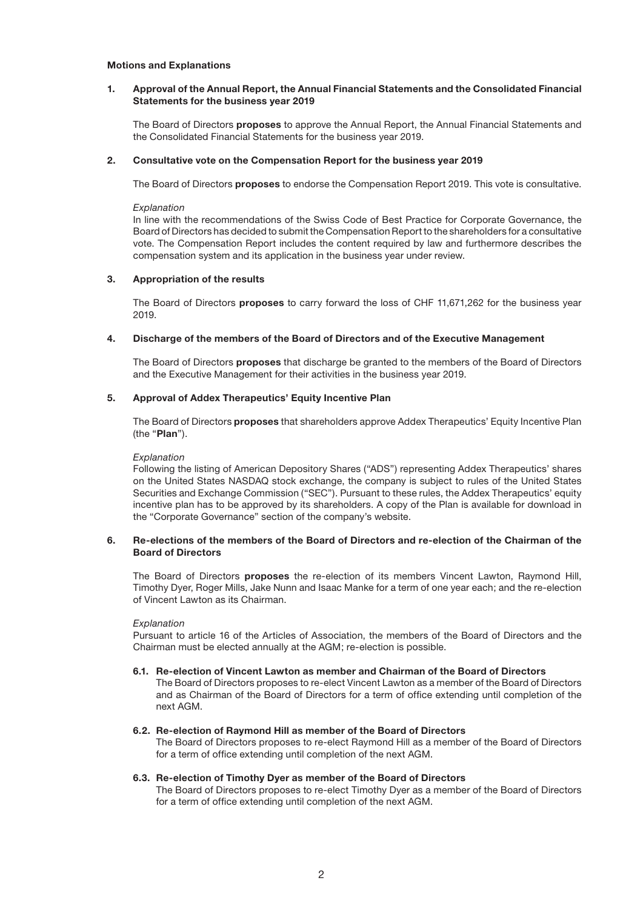**Motions and Explanations**

**1. Approval of the Annual Report, the Annual Financial Statements and the Consolidated Financial Statements for the business year 2019**

The Board of Directors **proposes** to approve the Annual Report, the Annual Financial Statements and the Consolidated Financial Statements for the business year 2019.

**2. Consultative vote on the Compensation Report for the business year 2019**

The Board of Directors **proposes** to endorse the Compensation Report 2019. This vote is consultative.

*Explanation*

In line with the recommendations of the Swiss Code of Best Practice for Corporate Governance, the Board of Directors has decided to submit the Compensation Report to the shareholders for a consultative vote. The Compensation Report includes the content required by law and furthermore describes the compensation system and its application in the business year under review.

**3. Appropriation of the results**

The Board of Directors **proposes** to carry forward the loss of CHF 11,671,262 for the business year 2019.

**4. Discharge of the members of the Board of Directors and of the Executive Management**

The Board of Directors **proposes** that discharge be granted to the members of the Board of Directors and the Executive Management for their activities in the business year 2019.

**5. Approval of Addex Therapeutics' Equity Incentive Plan**

The Board of Directors **proposes** that shareholders approve Addex Therapeutics' Equity Incentive Plan (the "**Plan**").

*Explanation*

Following the listing of American Depository Shares ("ADS") representing Addex Therapeutics' shares on the United States NASDAQ stock exchange, the company is subject to rules of the United States Securities and Exchange Commission ("SEC"). Pursuant to these rules, the Addex Therapeutics' equity incentive plan has to be approved by its shareholders. A copy of the Plan is available for download in the "Corporate Governance" section of the company's website.

**6. Re-elections of the members of the Board of Directors and re-election of the Chairman of the Board of Directors**

The Board of Directors **proposes** the re-election of its members Vincent Lawton, Raymond Hill, Timothy Dyer, Roger Mills, Jake Nunn and Isaac Manke for a term of one year each; and the re-election of Vincent Lawton as its Chairman.

*Explanation*

Pursuant to article 16 of the Articles of Association, the members of the Board of Directors and the Chairman must be elected annually at the AGM; re-election is possible.

**6.1. Re-election of Vincent Lawton as member and Chairman of the Board of Directors**

The Board of Directors proposes to re-elect Vincent Lawton as a member of the Board of Directors and as Chairman of the Board of Directors for a term of office extending until completion of the next AGM.

**6.2. Re-election of Raymond Hill as member of the Board of Directors**

The Board of Directors proposes to re-elect Raymond Hill as a member of the Board of Directors for a term of office extending until completion of the next AGM.

**6.3. Re-election of Timothy Dyer as member of the Board of Directors**

The Board of Directors proposes to re-elect Timothy Dyer as a member of the Board of Directors for a term of office extending until completion of the next AGM.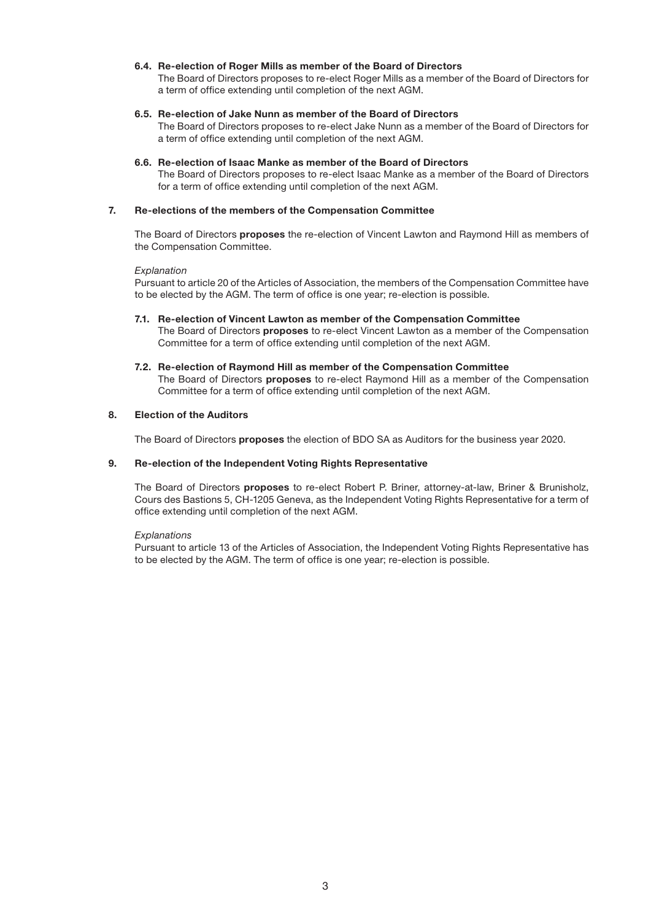### 6.4. Re-election of Roger Mills as member of the Board of Directors

The Board of Directors proposes to re-elect Roger Mills as a member of the Board of Directors for a term of office extending until completion of the next AGM.

### 6.5. Re-election of Jake Nunn as member of the Board of Directors

The Board of Directors proposes to re-elect Jake Nunn as a member of the Board of Directors for a term of office extending until completion of the next AGM.

### 6.6. Re-election of Isaac Manke as member of the Board of Directors

The Board of Directors proposes to re-elect Isaac Manke as a member of the Board of Directors for a term of office extending until completion of the next AGM.

## 7. Re-elections of the members of the Compensation Committee

The Board of Directors **proposes** the re-election of Vincent Lawton and Raymond Hill as members of the Compensation Committee.

*Explanation*

Pursuant to article 20 of the Articles of Association, the members of the Compensation Committee have to be elected by the AGM. The term of office is one year; re-election is possible.

### 7.1. Re-election of Vincent Lawton as member of the Compensation Committee

The Board of Directors **proposes** to re-elect Vincent Lawton as a member of the Compensation Committee for a term of office extending until completion of the next AGM.

### 7.2. Re-election of Raymond Hill as member of the Compensation Committee

The Board of Directors **proposes** to re-elect Raymond Hill as a member of the Compensation Committee for a term of office extending until completion of the next AGM.

## 8. Election of the Auditors

The Board of Directors **proposes** the election of BDO SA as Auditors for the business year 2020.

## 9. Re-election of the Independent Voting Rights Representative

The Board of Directors **proposes** to re-elect Robert P. Briner, attorney-at-law, Briner & Brunisholz, Cours des Bastions 5, CH-1205 Geneva, as the Independent Voting Rights Representative for a term of office extending until completion of the next AGM.

*Explanations*

Pursuant to article 13 of the Articles of Association, the Independent Voting Rights Representative has to be elected by the AGM. The term of office is one year; re-election is possible.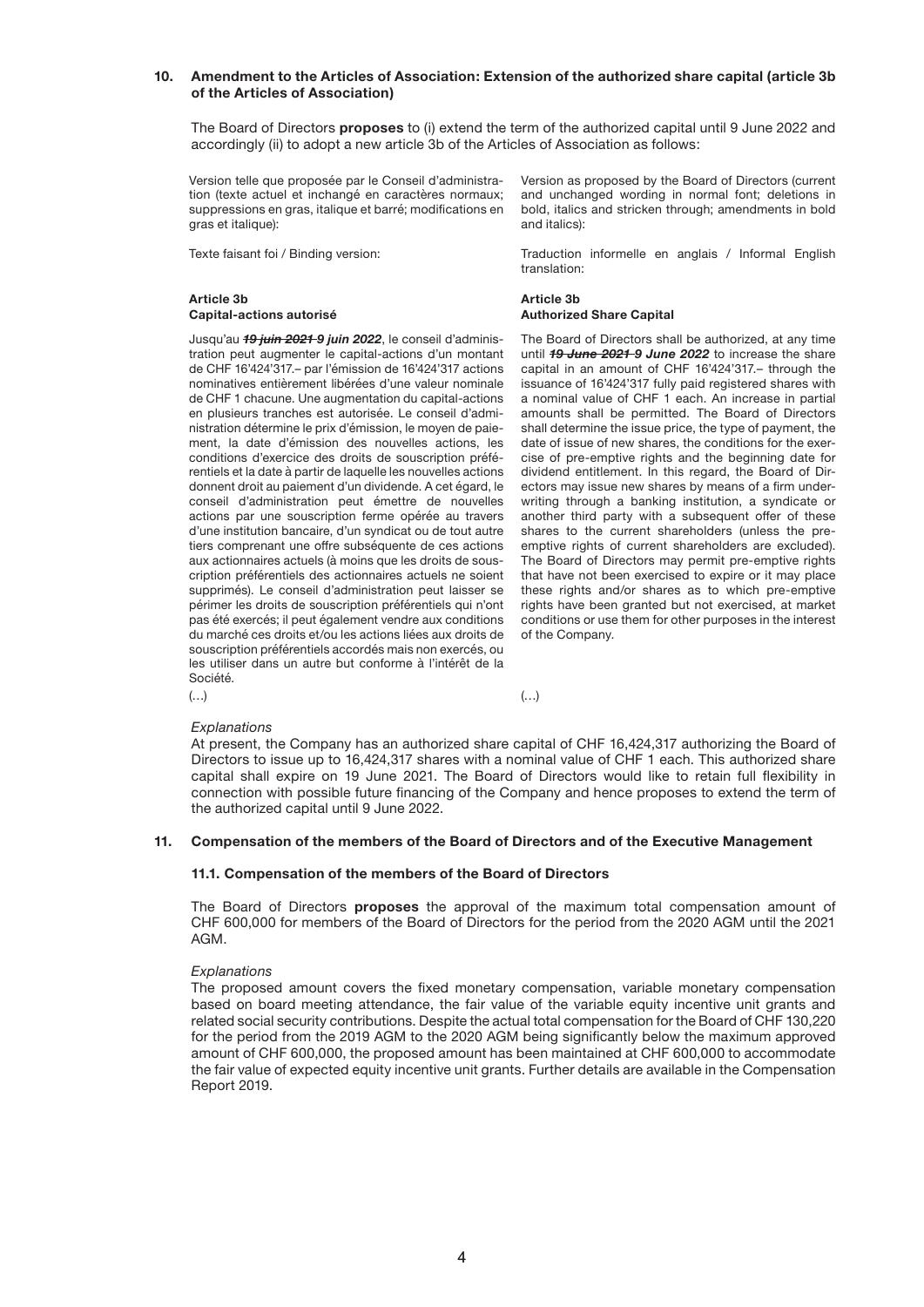### 10. Amendment to the Articles of Association: Extension of the authorized share capital (article 3b of the Articles of Association)

The Board of Directors **proposes** to (i) extend the term of the authorized capital until 9 June 2022 and accordingly (ii) to adopt a new article 3b of the Articles of Association as follows:

| Version telle que proposée par le Conseil d'administration (texte actuel et inchangé en caractères normaux; suppressions en gras, italique et barré; modifications en gras et italique): | Version as proposed by the Board of Directors (current and unchanged wording in normal font; deletions in bold, italics and stricken through; amendments in bold and italics): |
|---|---|
| Texte faisant foi / Binding version: | Traduction informelle en anglais / Informal English translation: |
| **Article 3b**<br>**Capital-actions autorisé** | **Article 3b**<br>**Authorized Share Capital** |
| Jusqu'au ***~~19 juin 2021~~ 9 juin 2022***, le conseil d'administration peut augmenter le capital-actions d'un montant de CHF 16'424'317.– par l'émission de 16'424'317 actions nominatives entièrement libérées d'une valeur nominale de CHF 1 chacune. Une augmentation du capital-actions en plusieurs tranches est autorisée. Le conseil d'administration détermine le prix d'émission, le moyen de paiement, la date d'émission des nouvelles actions, les conditions d'exercice des droits de souscription préférentiels et la date à partir de laquelle les nouvelles actions donnent droit au paiement d'un dividende. A cet égard, le conseil d'administration peut émettre de nouvelles actions par une souscription ferme opérée au travers d'une institution bancaire, d'un syndicat ou de tout autre tiers comprenant une offre subséquente de ces actions aux actionnaires actuels (à moins que les droits de souscription préférentiels des actionnaires actuels ne soient supprimés). Le conseil d'administration peut laisser se périmer les droits de souscription préférentiels qui n'ont pas été exercés; il peut également vendre aux conditions du marché ces droits et/ou les actions liées aux droits de souscription préférentiels accordés mais non exercés, ou les utiliser dans un autre but conforme à l'intérêt de la Société. | The Board of Directors shall be authorized, at any time until ***~~19 June 2021~~ 9 June 2022*** to increase the share capital in an amount of CHF 16'424'317.– through the issuance of 16'424'317 fully paid registered shares with a nominal value of CHF 1 each. An increase in partial amounts shall be permitted. The Board of Directors shall determine the issue price, the type of payment, the date of issue of new shares, the conditions for the exercise of pre-emptive rights and the beginning date for dividend entitlement. In this regard, the Board of Directors may issue new shares by means of a firm underwriting through a banking institution, a syndicate or another third party with a subsequent offer of these shares to the current shareholders (unless the pre-emptive rights of current shareholders are excluded). The Board of Directors may permit pre-emptive rights that have not been exercised to expire or it may place these rights and/or shares as to which pre-emptive rights have been granted but not exercised, at market conditions or use them for other purposes in the interest of the Company. |
| (…) | (…) |

*Explanations*

At present, the Company has an authorized share capital of CHF 16,424,317 authorizing the Board of Directors to issue up to 16,424,317 shares with a nominal value of CHF 1 each. This authorized share capital shall expire on 19 June 2021. The Board of Directors would like to retain full flexibility in connection with possible future financing of the Company and hence proposes to extend the term of the authorized capital until 9 June 2022.

### 11. Compensation of the members of the Board of Directors and of the Executive Management

#### 11.1. Compensation of the members of the Board of Directors

The Board of Directors **proposes** the approval of the maximum total compensation amount of CHF 600,000 for members of the Board of Directors for the period from the 2020 AGM until the 2021 AGM.

*Explanations*

The proposed amount covers the fixed monetary compensation, variable monetary compensation based on board meeting attendance, the fair value of the variable equity incentive unit grants and related social security contributions. Despite the actual total compensation for the Board of CHF 130,220 for the period from the 2019 AGM to the 2020 AGM being significantly below the maximum approved amount of CHF 600,000, the proposed amount has been maintained at CHF 600,000 to accommodate the fair value of expected equity incentive unit grants. Further details are available in the Compensation Report 2019.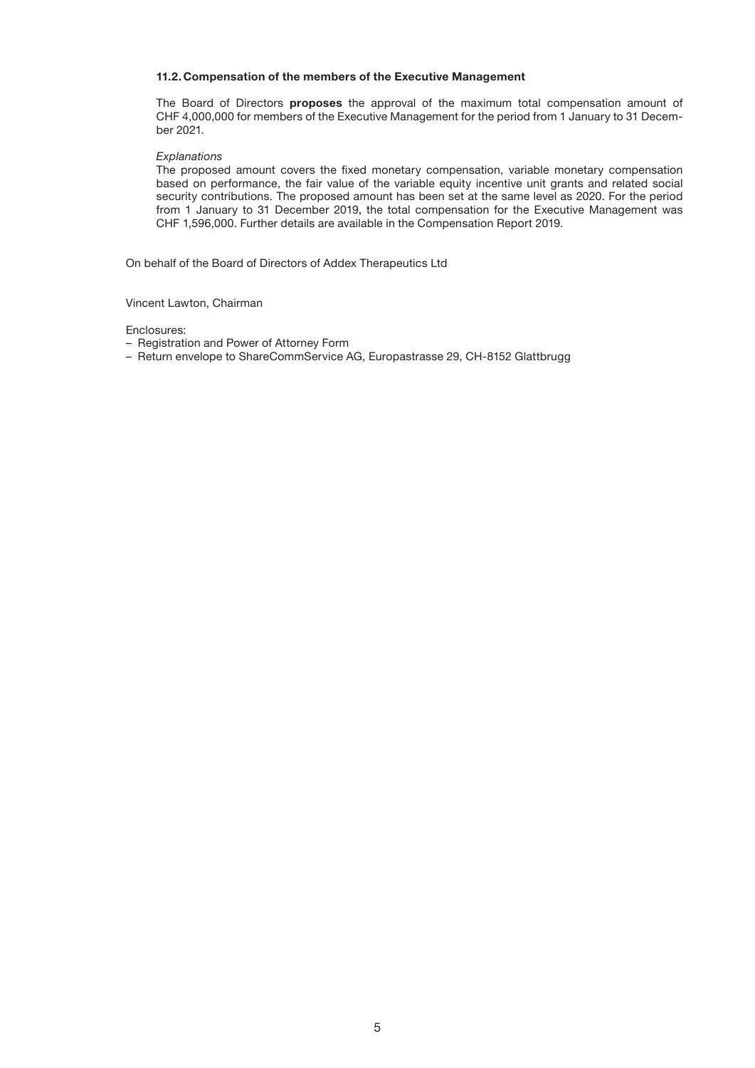### 11.2. Compensation of the members of the Executive Management

The Board of Directors **proposes** the approval of the maximum total compensation amount of CHF 4,000,000 for members of the Executive Management for the period from 1 January to 31 December 2021.

*Explanations*

The proposed amount covers the fixed monetary compensation, variable monetary compensation based on performance, the fair value of the variable equity incentive unit grants and related social security contributions. The proposed amount has been set at the same level as 2020. For the period from 1 January to 31 December 2019, the total compensation for the Executive Management was CHF 1,596,000. Further details are available in the Compensation Report 2019.

On behalf of the Board of Directors of Addex Therapeutics Ltd

Vincent Lawton, Chairman

Enclosures:

– Registration and Power of Attorney Form
– Return envelope to ShareCommService AG, Europastrasse 29, CH-8152 Glattbrugg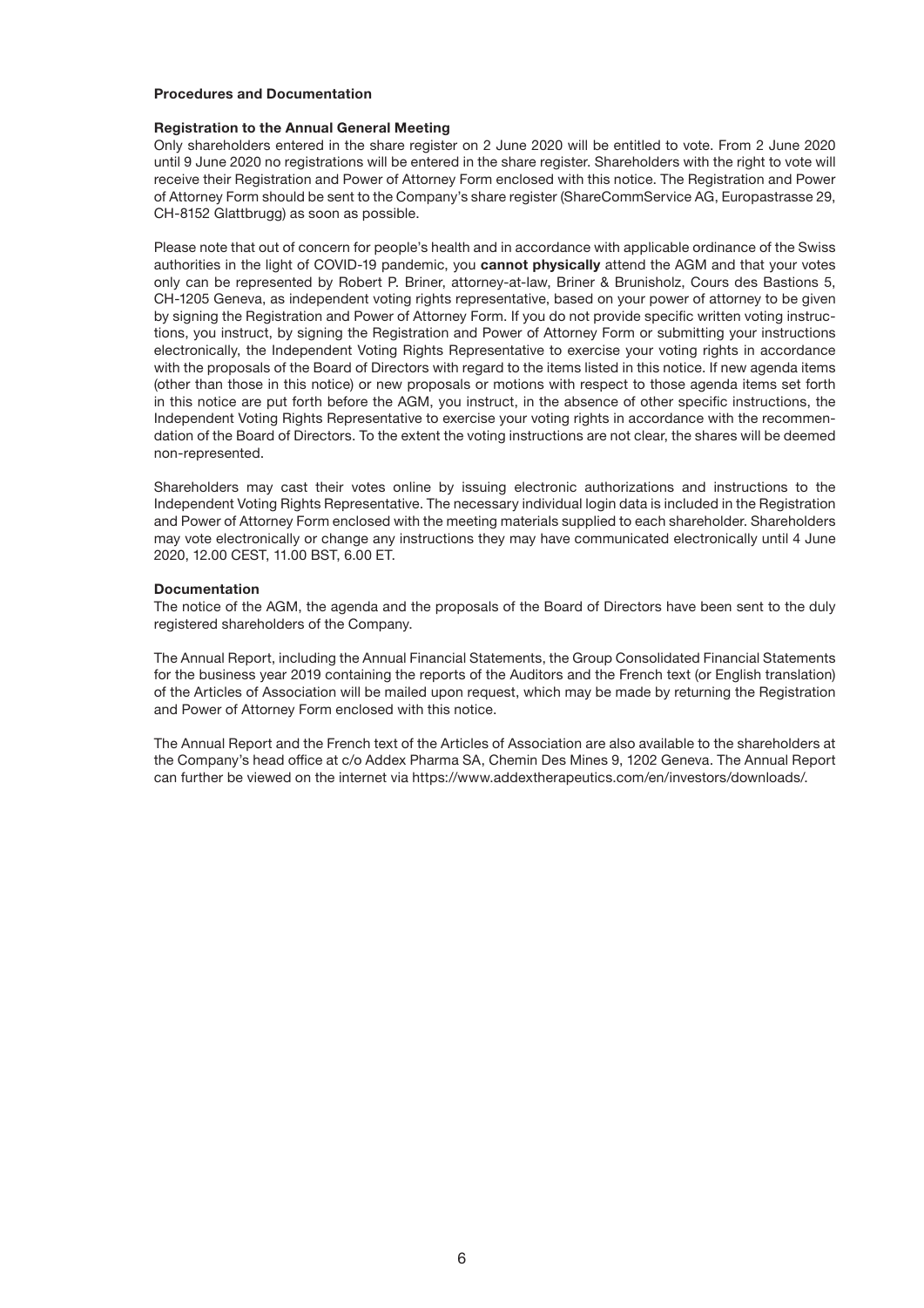## Procedures and Documentation

### Registration to the Annual General Meeting

Only shareholders entered in the share register on 2 June 2020 will be entitled to vote. From 2 June 2020 until 9 June 2020 no registrations will be entered in the share register. Shareholders with the right to vote will receive their Registration and Power of Attorney Form enclosed with this notice. The Registration and Power of Attorney Form should be sent to the Company's share register (ShareCommService AG, Europastrasse 29, CH-8152 Glattbrugg) as soon as possible.

Please note that out of concern for people's health and in accordance with applicable ordinance of the Swiss authorities in the light of COVID-19 pandemic, you **cannot physically** attend the AGM and that your votes only can be represented by Robert P. Briner, attorney-at-law, Briner & Brunisholz, Cours des Bastions 5, CH-1205 Geneva, as independent voting rights representative, based on your power of attorney to be given by signing the Registration and Power of Attorney Form. If you do not provide specific written voting instructions, you instruct, by signing the Registration and Power of Attorney Form or submitting your instructions electronically, the Independent Voting Rights Representative to exercise your voting rights in accordance with the proposals of the Board of Directors with regard to the items listed in this notice. If new agenda items (other than those in this notice) or new proposals or motions with respect to those agenda items set forth in this notice are put forth before the AGM, you instruct, in the absence of other specific instructions, the Independent Voting Rights Representative to exercise your voting rights in accordance with the recommendation of the Board of Directors. To the extent the voting instructions are not clear, the shares will be deemed non-represented.

Shareholders may cast their votes online by issuing electronic authorizations and instructions to the Independent Voting Rights Representative. The necessary individual login data is included in the Registration and Power of Attorney Form enclosed with the meeting materials supplied to each shareholder. Shareholders may vote electronically or change any instructions they may have communicated electronically until 4 June 2020, 12.00 CEST, 11.00 BST, 6.00 ET.

### Documentation

The notice of the AGM, the agenda and the proposals of the Board of Directors have been sent to the duly registered shareholders of the Company.

The Annual Report, including the Annual Financial Statements, the Group Consolidated Financial Statements for the business year 2019 containing the reports of the Auditors and the French text (or English translation) of the Articles of Association will be mailed upon request, which may be made by returning the Registration and Power of Attorney Form enclosed with this notice.

The Annual Report and the French text of the Articles of Association are also available to the shareholders at the Company's head office at c/o Addex Pharma SA, Chemin Des Mines 9, 1202 Geneva. The Annual Report can further be viewed on the internet via https://www.addextherapeutics.com/en/investors/downloads/.